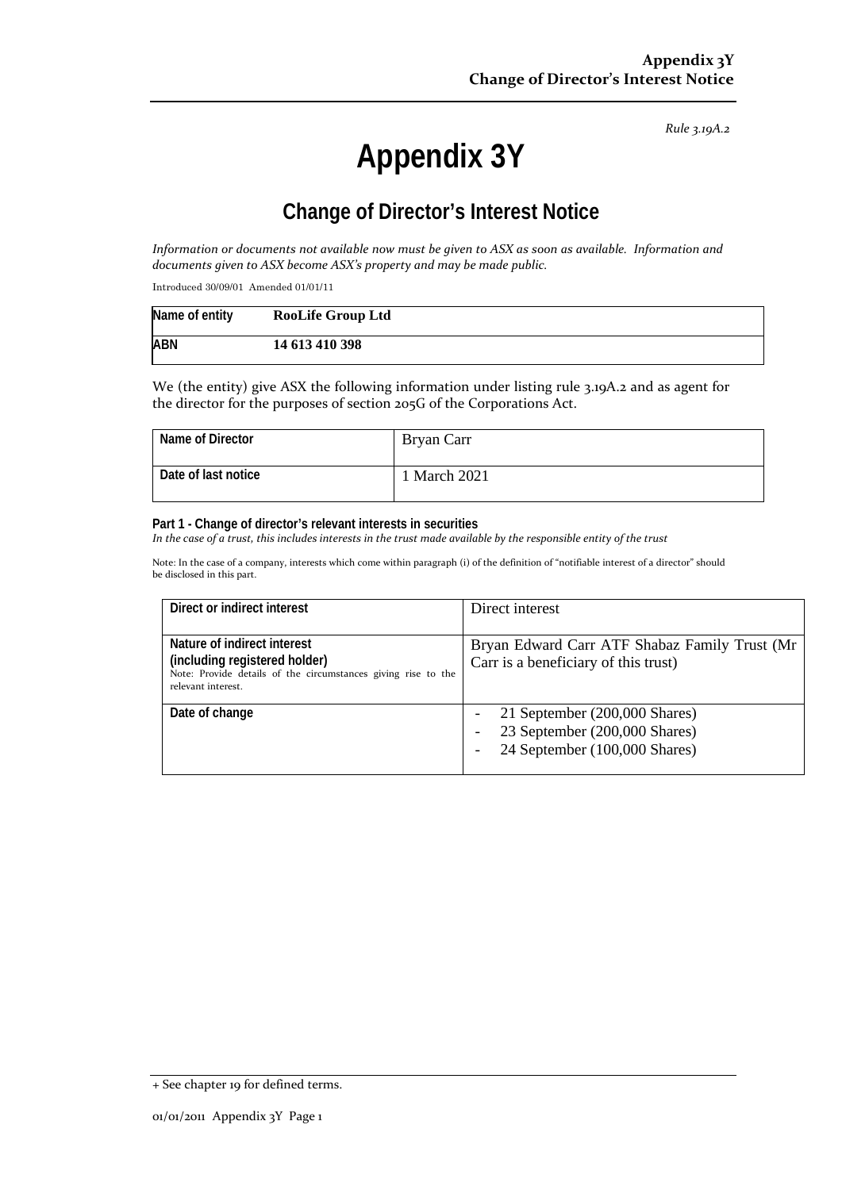*Rule 3.19A.2*

# Appendix 3Y

## Change of Director's Interest Notice

*Information or documents not available now must be given to ASX as soon as available. Information and documents given to ASX become ASX's property and may be made public.*

Introduced 30/09/01 Amended 01/01/11

| Name of entity | RooLife Group Ltd |
|---|---|
| ABN | 14 613 410 398 |

We (the entity) give ASX the following information under listing rule 3.19A.2 and as agent for the director for the purposes of section 205G of the Corporations Act.

| Name of Director | Bryan Carr |
|---|---|
| Date of last notice | 1 March 2021 |

**Part 1 - Change of director's relevant interests in securities**

*In the case of a trust, this includes interests in the trust made available by the responsible entity of the trust*

Note: In the case of a company, interests which come within paragraph (i) of the definition of "notifiable interest of a director" should be disclosed in this part.

| Direct or indirect interest | Direct interest |
|---|---|
| **Nature of indirect interest (including registered holder)**<br>Note: Provide details of the circumstances giving rise to the relevant interest. | Bryan Edward Carr ATF Shabaz Family Trust (Mr Carr is a beneficiary of this trust) |
| **Date of change** | - 21 September (200,000 Shares)<br>- 23 September (200,000 Shares)<br>- 24 September (100,000 Shares) |

+ See chapter 19 for defined terms.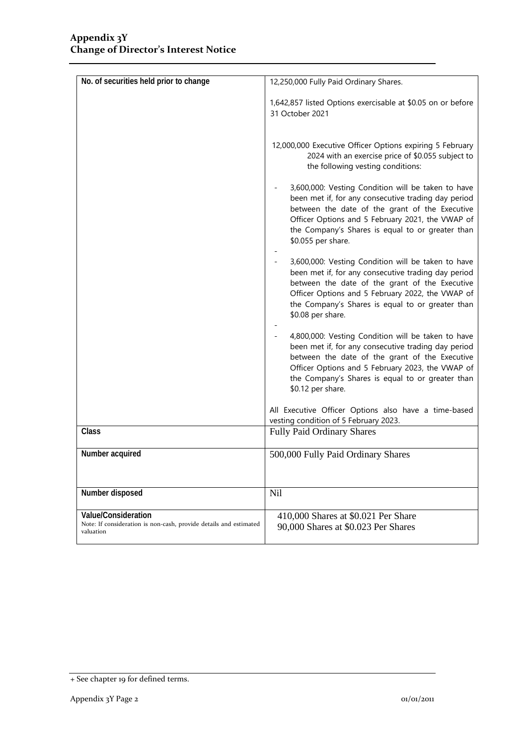## Appendix 3Y
## Change of Director's Interest Notice

| | |
|---|---|
| **No. of securities held prior to change** | 12,250,000 Fully Paid Ordinary Shares.<br><br>1,642,857 listed Options exercisable at $0.05 on or before 31 October 2021<br><br>12,000,000 Executive Officer Options expiring 5 February 2024 with an exercise price of $0.055 subject to the following vesting conditions:<br><br>- 3,600,000: Vesting Condition will be taken to have been met if, for any consecutive trading day period between the date of the grant of the Executive Officer Options and 5 February 2021, the VWAP of the Company's Shares is equal to or greater than $0.055 per share.<br>-<br>- 3,600,000: Vesting Condition will be taken to have been met if, for any consecutive trading day period between the date of the grant of the Executive Officer Options and 5 February 2022, the VWAP of the Company's Shares is equal to or greater than $0.08 per share.<br>-<br>- 4,800,000: Vesting Condition will be taken to have been met if, for any consecutive trading day period between the date of the grant of the Executive Officer Options and 5 February 2023, the VWAP of the Company's Shares is equal to or greater than $0.12 per share.<br><br>All Executive Officer Options also have a time-based vesting condition of 5 February 2023. |
| **Class** | Fully Paid Ordinary Shares |
| **Number acquired** | 500,000 Fully Paid Ordinary Shares |
| **Number disposed** | Nil |
| **Value/Consideration**<br>Note: If consideration is non-cash, provide details and estimated valuation | 410,000 Shares at $0.021 Per Share<br>90,000 Shares at $0.023 Per Shares |

+ See chapter 19 for defined terms.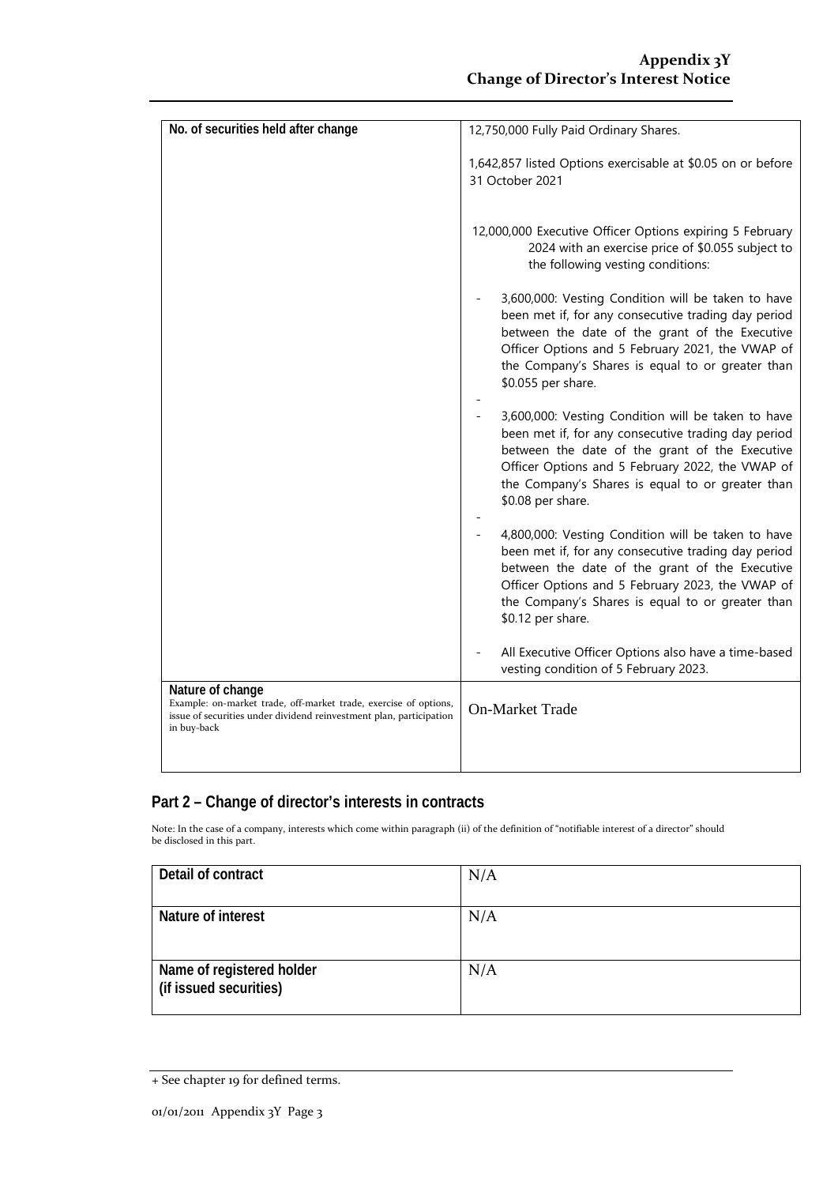| No. of securities held after change | 12,750,000 Fully Paid Ordinary Shares.<br><br>1,642,857 listed Options exercisable at $0.05 on or before 31 October 2021<br><br>12,000,000 Executive Officer Options expiring 5 February 2024 with an exercise price of $0.055 subject to the following vesting conditions:<br><br>- 3,600,000: Vesting Condition will be taken to have been met if, for any consecutive trading day period between the date of the grant of the Executive Officer Options and 5 February 2021, the VWAP of the Company's Shares is equal to or greater than $0.055 per share.<br>-<br>- 3,600,000: Vesting Condition will be taken to have been met if, for any consecutive trading day period between the date of the grant of the Executive Officer Options and 5 February 2022, the VWAP of the Company's Shares is equal to or greater than $0.08 per share.<br>-<br>- 4,800,000: Vesting Condition will be taken to have been met if, for any consecutive trading day period between the date of the grant of the Executive Officer Options and 5 February 2023, the VWAP of the Company's Shares is equal to or greater than $0.12 per share.<br><br>- All Executive Officer Options also have a time-based vesting condition of 5 February 2023. |
|---|---|
| **Nature of change**<br>Example: on-market trade, off-market trade, exercise of options, issue of securities under dividend reinvestment plan, participation in buy-back | On-Market Trade |

## Part 2 – Change of director's interests in contracts

Note: In the case of a company, interests which come within paragraph (ii) of the definition of "notifiable interest of a director" should be disclosed in this part.

| Detail of contract | N/A |
|---|---|
| Nature of interest | N/A |
| Name of registered holder (if issued securities) | N/A |

+ See chapter 19 for defined terms.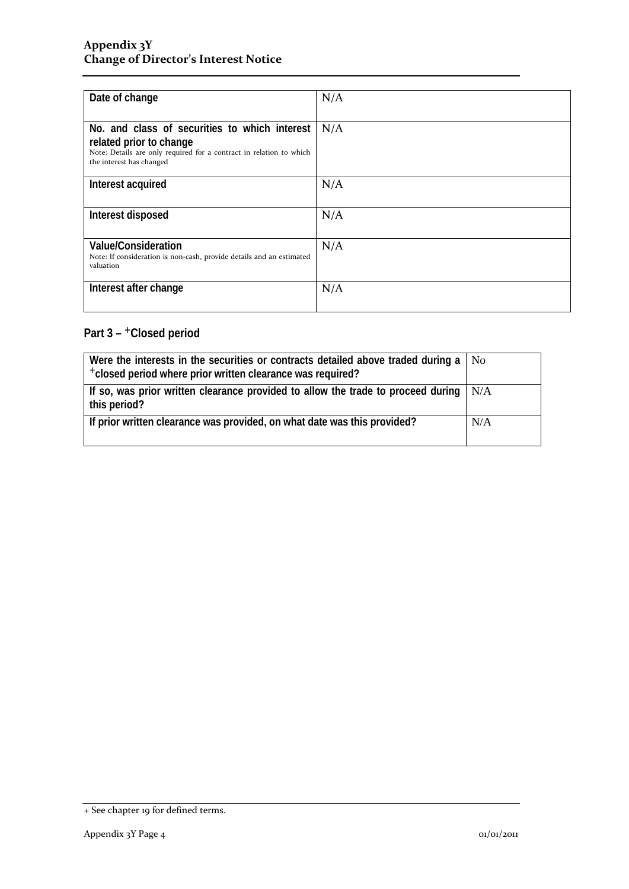| | |
|---|---|
| Date of change | N/A |
| No. and class of securities to which interest related prior to change<br>Note: Details are only required for a contract in relation to which the interest has changed | N/A |
| Interest acquired | N/A |
| Interest disposed | N/A |
| Value/Consideration<br>Note: If consideration is non-cash, provide details and an estimated valuation | N/A |
| Interest after change | N/A |

## Part 3 – +Closed period

| | |
|---|---|
| Were the interests in the securities or contracts detailed above traded during a +closed period where prior written clearance was required? | No |
| If so, was prior written clearance provided to allow the trade to proceed during this period? | N/A |
| If prior written clearance was provided, on what date was this provided? | N/A |

+ See chapter 19 for defined terms.